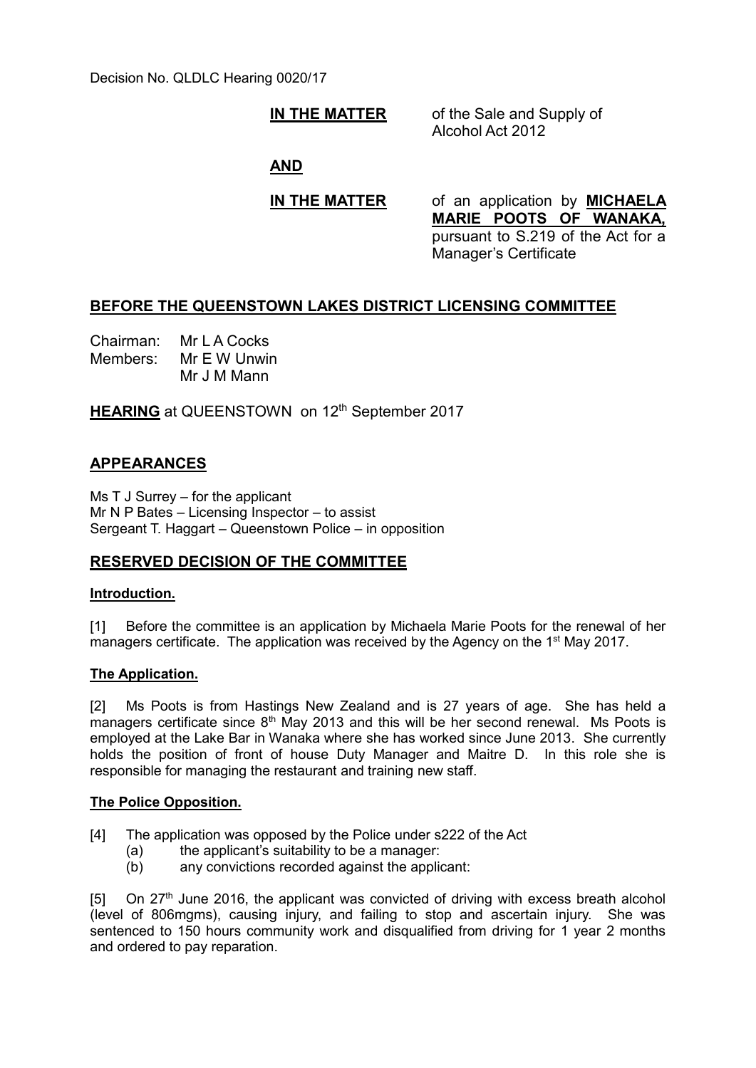Decision No. QLDLC Hearing 0020/17

**IN THE MATTER** of the Sale and Supply of Alcohol Act 2012

**AND**

**IN THE MATTER** of an application by **MICHAELA MARIE POOTS OF WANAKA,** pursuant to S.219 of the Act for a Manager's Certificate

## BEFORE THE QUEENSTOWN LAKES DISTRICT LICENSING COMMITTEE

Chairman: Mr L A Cocks
Members: Mr E W Unwin
Mr J M Mann

**HEARING** at QUEENSTOWN on 12th September 2017

## APPEARANCES

Ms T J Surrey – for the applicant
Mr N P Bates – Licensing Inspector – to assist
Sergeant T. Haggart – Queenstown Police – in opposition

## RESERVED DECISION OF THE COMMITTEE

### Introduction.

[1] Before the committee is an application by Michaela Marie Poots for the renewal of her managers certificate. The application was received by the Agency on the 1st May 2017.

### The Application.

[2] Ms Poots is from Hastings New Zealand and is 27 years of age. She has held a managers certificate since 8th May 2013 and this will be her second renewal. Ms Poots is employed at the Lake Bar in Wanaka where she has worked since June 2013. She currently holds the position of front of house Duty Manager and Maitre D. In this role she is responsible for managing the restaurant and training new staff.

### The Police Opposition.

[4] The application was opposed by the Police under s222 of the Act

(a) the applicant's suitability to be a manager:
(b) any convictions recorded against the applicant:

[5] On 27th June 2016, the applicant was convicted of driving with excess breath alcohol (level of 806mgms), causing injury, and failing to stop and ascertain injury. She was sentenced to 150 hours community work and disqualified from driving for 1 year 2 months and ordered to pay reparation.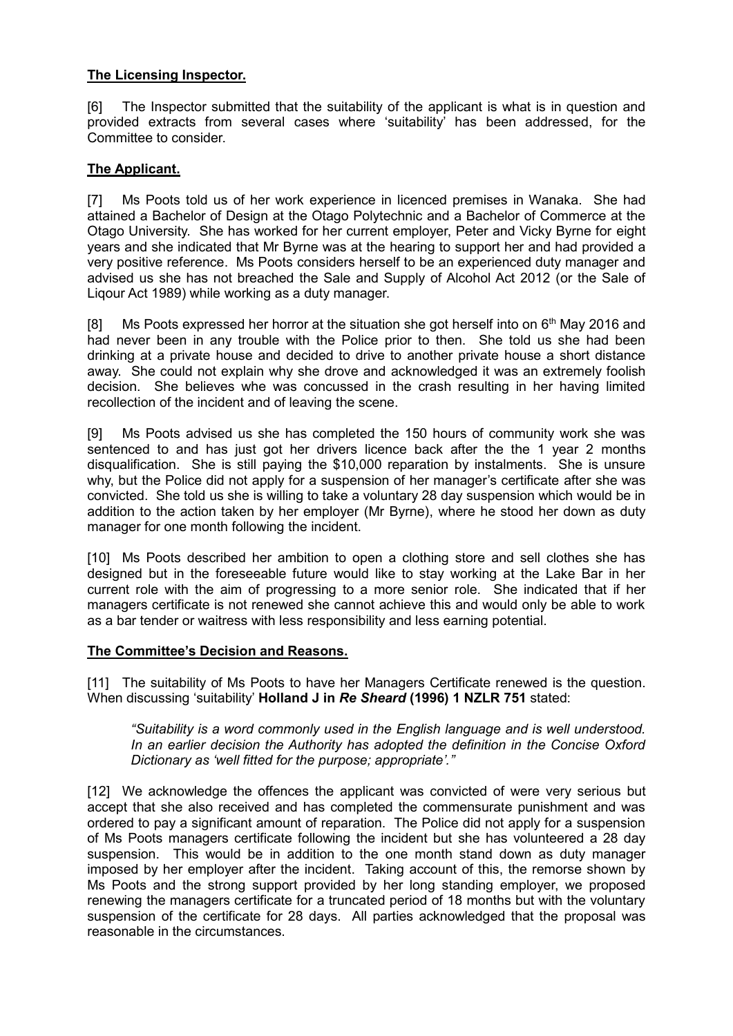## The Licensing Inspector.

[6] The Inspector submitted that the suitability of the applicant is what is in question and provided extracts from several cases where 'suitability' has been addressed, for the Committee to consider.

## The Applicant.

[7] Ms Poots told us of her work experience in licenced premises in Wanaka. She had attained a Bachelor of Design at the Otago Polytechnic and a Bachelor of Commerce at the Otago University. She has worked for her current employer, Peter and Vicky Byrne for eight years and she indicated that Mr Byrne was at the hearing to support her and had provided a very positive reference. Ms Poots considers herself to be an experienced duty manager and advised us she has not breached the Sale and Supply of Alcohol Act 2012 (or the Sale of Liqour Act 1989) while working as a duty manager.

[8] Ms Poots expressed her horror at the situation she got herself into on 6th May 2016 and had never been in any trouble with the Police prior to then. She told us she had been drinking at a private house and decided to drive to another private house a short distance away. She could not explain why she drove and acknowledged it was an extremely foolish decision. She believes whe was concussed in the crash resulting in her having limited recollection of the incident and of leaving the scene.

[9] Ms Poots advised us she has completed the 150 hours of community work she was sentenced to and has just got her drivers licence back after the the 1 year 2 months disqualification. She is still paying the $10,000 reparation by instalments. She is unsure why, but the Police did not apply for a suspension of her manager's certificate after she was convicted. She told us she is willing to take a voluntary 28 day suspension which would be in addition to the action taken by her employer (Mr Byrne), where he stood her down as duty manager for one month following the incident.

[10] Ms Poots described her ambition to open a clothing store and sell clothes she has designed but in the foreseeable future would like to stay working at the Lake Bar in her current role with the aim of progressing to a more senior role. She indicated that if her managers certificate is not renewed she cannot achieve this and would only be able to work as a bar tender or waitress with less responsibility and less earning potential.

## The Committee's Decision and Reasons.

[11] The suitability of Ms Poots to have her Managers Certificate renewed is the question. When discussing 'suitability' **Holland J in *Re Sheard* (1996) 1 NZLR 751** stated:

> *"Suitability is a word commonly used in the English language and is well understood. In an earlier decision the Authority has adopted the definition in the Concise Oxford Dictionary as 'well fitted for the purpose; appropriate'."*

[12] We acknowledge the offences the applicant was convicted of were very serious but accept that she also received and has completed the commensurate punishment and was ordered to pay a significant amount of reparation. The Police did not apply for a suspension of Ms Poots managers certificate following the incident but she has volunteered a 28 day suspension. This would be in addition to the one month stand down as duty manager imposed by her employer after the incident. Taking account of this, the remorse shown by Ms Poots and the strong support provided by her long standing employer, we proposed renewing the managers certificate for a truncated period of 18 months but with the voluntary suspension of the certificate for 28 days. All parties acknowledged that the proposal was reasonable in the circumstances.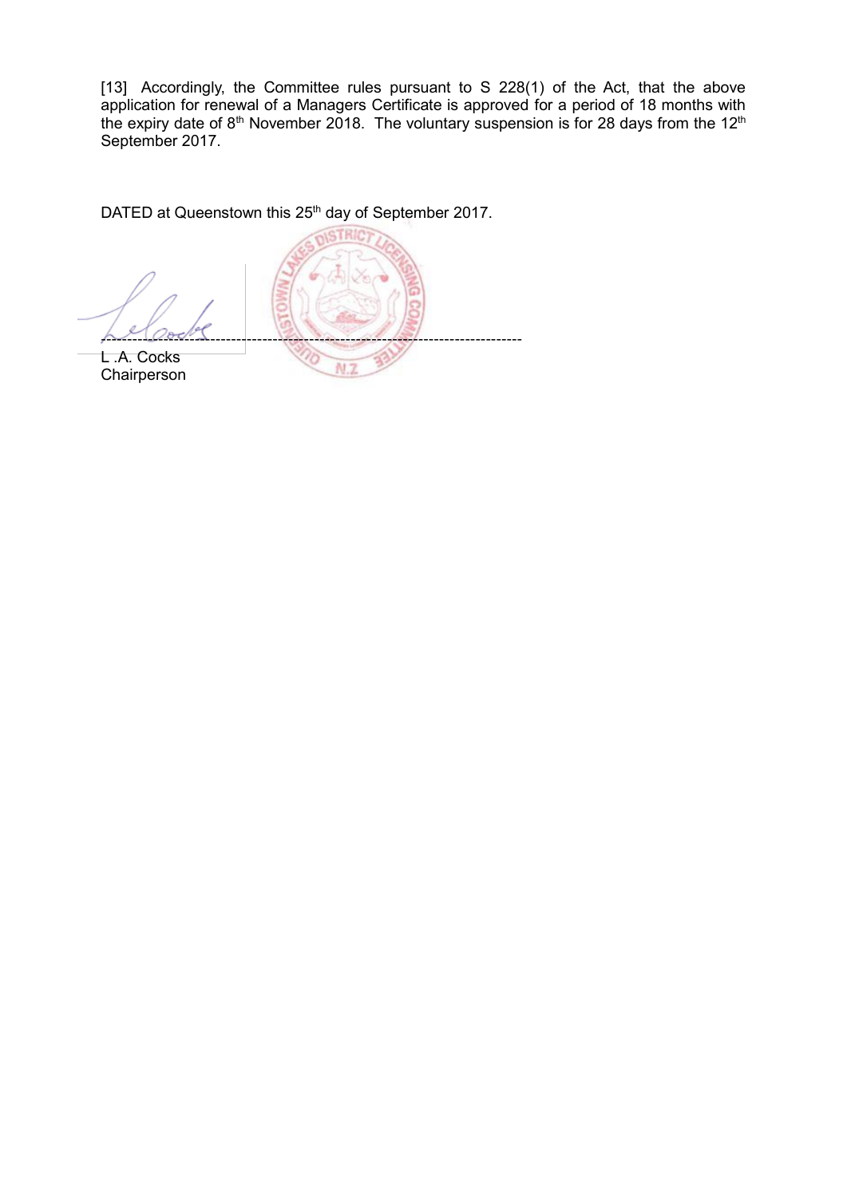[13] Accordingly, the Committee rules pursuant to S 228(1) of the Act, that the above application for renewal of a Managers Certificate is approved for a period of 18 months with the expiry date of 8th November 2018. The voluntary suspension is for 28 days from the 12th September 2017.

DATED at Queenstown this 25th day of September 2017.

L .A. Cocks
Chairperson